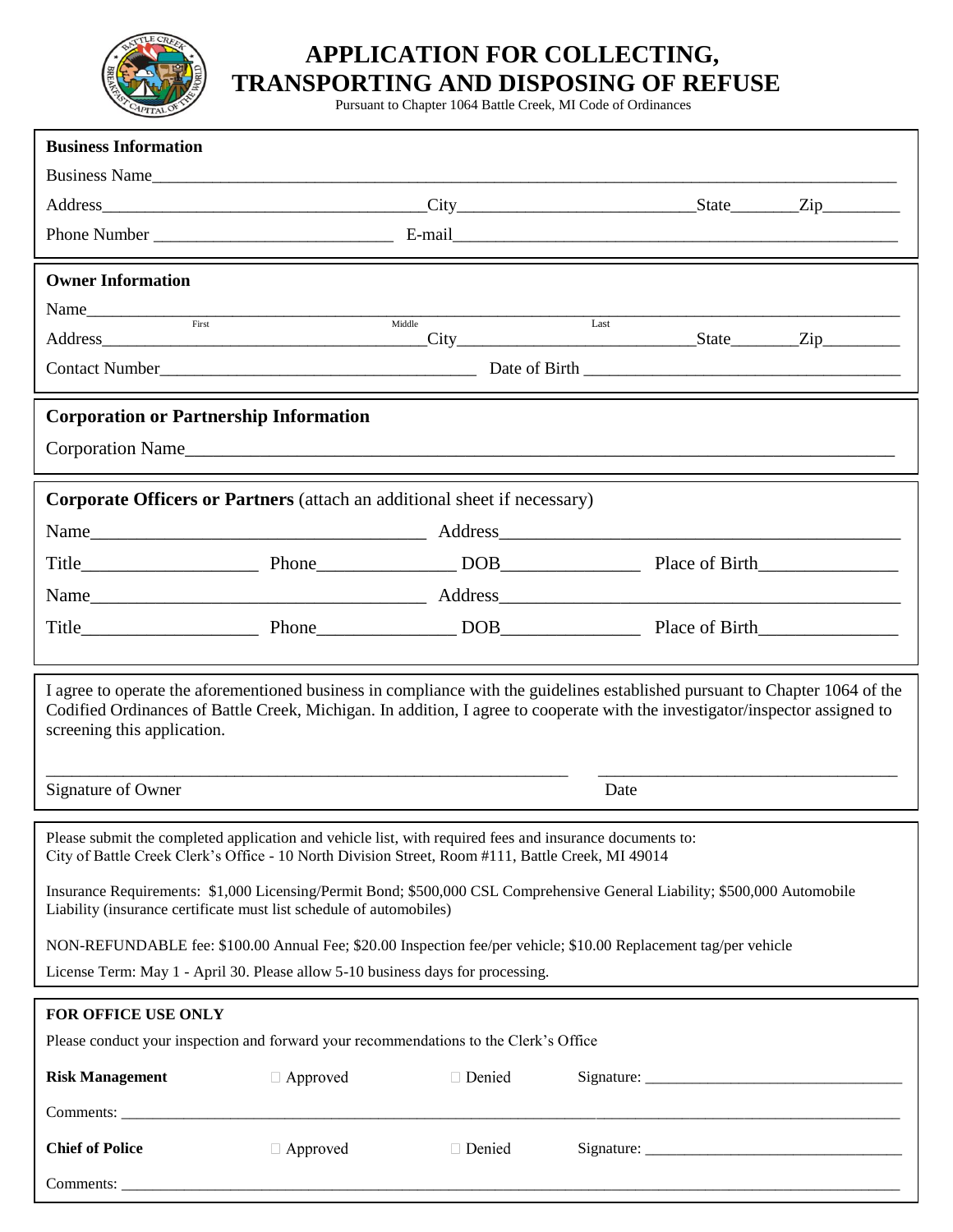# APPLICATION FOR COLLECTING, TRANSPORTING AND DISPOSING OF REFUSE

Pursuant to Chapter 1064 Battle Creek, MI Code of Ordinances

**Business Information**

Business Name\_\_\_\_\_\_\_\_\_\_\_\_\_\_\_\_\_\_\_\_\_\_\_\_\_\_\_\_\_\_\_\_\_\_\_\_\_\_\_\_\_\_\_\_\_\_\_\_

Address\_\_\_\_\_\_\_\_\_\_\_\_\_\_\_\_\_\_\_\_ City\_\_\_\_\_\_\_\_\_\_\_\_\_\_\_\_ State\_\_\_\_\_ Zip\_\_\_\_\_

Phone Number \_\_\_\_\_\_\_\_\_\_\_\_\_\_\_\_ E-mail\_\_\_\_\_\_\_\_\_\_\_\_\_\_\_\_\_\_\_\_\_\_\_\_\_\_\_\_

**Owner Information**

Name\_\_\_\_\_\_\_\_\_\_\_\_\_\_\_\_\_\_\_\_\_\_\_\_\_\_\_\_\_\_\_\_\_\_\_\_\_\_\_\_\_\_\_\_\_\_\_\_\_\_\_\_\_\_
First Middle Last

Address\_\_\_\_\_\_\_\_\_\_\_\_\_\_\_\_\_\_\_\_ City\_\_\_\_\_\_\_\_\_\_\_\_\_\_\_\_ State\_\_\_\_\_ Zip\_\_\_\_\_

Contact Number\_\_\_\_\_\_\_\_\_\_\_\_\_\_\_\_\_\_\_\_ Date of Birth \_\_\_\_\_\_\_\_\_\_\_\_\_\_\_\_\_\_\_\_

**Corporation or Partnership Information**

Corporation Name\_\_\_\_\_\_\_\_\_\_\_\_\_\_\_\_\_\_\_\_\_\_\_\_\_\_\_\_\_\_\_\_\_\_\_\_\_\_\_\_\_\_\_\_\_\_\_\_

**Corporate Officers or Partners** (attach an additional sheet if necessary)

Name\_\_\_\_\_\_\_\_\_\_\_\_\_\_\_\_\_\_\_\_ Address\_\_\_\_\_\_\_\_\_\_\_\_\_\_\_\_\_\_\_\_\_\_\_\_\_\_

Title\_\_\_\_\_\_\_\_\_\_\_\_ Phone\_\_\_\_\_\_\_\_\_\_ DOB\_\_\_\_\_\_\_\_\_\_ Place of Birth\_\_\_\_\_\_\_\_\_\_

Name\_\_\_\_\_\_\_\_\_\_\_\_\_\_\_\_\_\_\_\_ Address\_\_\_\_\_\_\_\_\_\_\_\_\_\_\_\_\_\_\_\_\_\_\_\_\_\_

Title\_\_\_\_\_\_\_\_\_\_\_\_ Phone\_\_\_\_\_\_\_\_\_\_ DOB\_\_\_\_\_\_\_\_\_\_ Place of Birth\_\_\_\_\_\_\_\_\_\_

I agree to operate the aforementioned business in compliance with the guidelines established pursuant to Chapter 1064 of the Codified Ordinances of Battle Creek, Michigan. In addition, I agree to cooperate with the investigator/inspector assigned to screening this application.

\_\_\_\_\_\_\_\_\_\_\_\_\_\_\_\_\_\_\_\_\_\_\_\_\_\_\_\_\_\_\_\_ \_\_\_\_\_\_\_\_\_\_\_\_\_\_\_\_\_\_\_\_
Signature of Owner Date

Please submit the completed application and vehicle list, with required fees and insurance documents to:
City of Battle Creek Clerk's Office - 10 North Division Street, Room #111, Battle Creek, MI 49014

Insurance Requirements: $1,000 Licensing/Permit Bond; $500,000 CSL Comprehensive General Liability; $500,000 Automobile Liability (insurance certificate must list schedule of automobiles)

NON-REFUNDABLE fee: $100.00 Annual Fee; $20.00 Inspection fee/per vehicle; $10.00 Replacement tag/per vehicle

License Term: May 1 - April 30. Please allow 5-10 business days for processing.

**FOR OFFICE USE ONLY**

Please conduct your inspection and forward your recommendations to the Clerk's Office

**Risk Management** ☐ Approved ☐ Denied Signature: \_\_\_\_\_\_\_\_\_\_\_\_\_\_\_\_\_\_\_\_

Comments: \_\_\_\_\_\_\_\_\_\_\_\_\_\_\_\_\_\_\_\_\_\_\_\_\_\_\_\_\_\_\_\_\_\_\_\_\_\_\_\_\_\_\_\_\_\_\_\_

**Chief of Police** ☐ Approved ☐ Denied Signature: \_\_\_\_\_\_\_\_\_\_\_\_\_\_\_\_\_\_\_\_

Comments: \_\_\_\_\_\_\_\_\_\_\_\_\_\_\_\_\_\_\_\_\_\_\_\_\_\_\_\_\_\_\_\_\_\_\_\_\_\_\_\_\_\_\_\_\_\_\_\_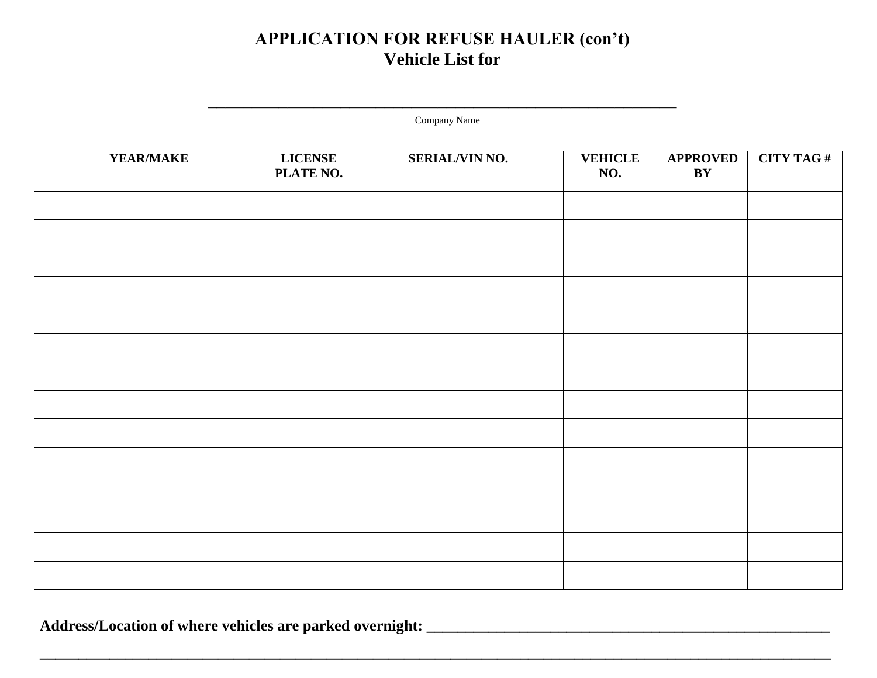# APPLICATION FOR REFUSE HAULER (con't)
## Vehicle List for

_______________________________________________

Company Name

| YEAR/MAKE | LICENSE PLATE NO. | SERIAL/VIN NO. | VEHICLE NO. | APPROVED BY | CITY TAG # |
| --- | --- | --- | --- | --- | --- |
| | | | | | |
| | | | | | |
| | | | | | |
| | | | | | |
| | | | | | |
| | | | | | |
| | | | | | |
| | | | | | |
| | | | | | |
| | | | | | |
| | | | | | |
| | | | | | |
| | | | | | |
| | | | | | |

**Address/Location of where vehicles are parked overnight: _______________________________________________**

**_______________________________________________________________________________**